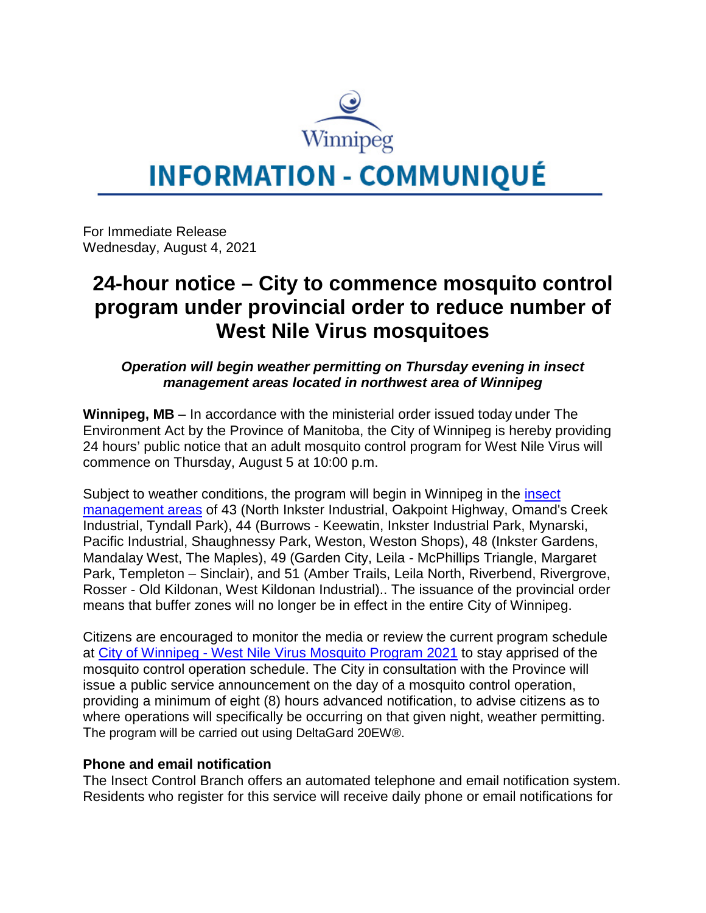Winnipeg

# INFORMATION - COMMUNIQUÉ

For Immediate Release
Wednesday, August 4, 2021

## 24-hour notice – City to commence mosquito control program under provincial order to reduce number of West Nile Virus mosquitoes

***Operation will begin weather permitting on Thursday evening in insect management areas located in northwest area of Winnipeg***

**Winnipeg, MB** – In accordance with the ministerial order issued today under The Environment Act by the Province of Manitoba, the City of Winnipeg is hereby providing 24 hours' public notice that an adult mosquito control program for West Nile Virus will commence on Thursday, August 5 at 10:00 p.m.

Subject to weather conditions, the program will begin in Winnipeg in the insect management areas of 43 (North Inkster Industrial, Oakpoint Highway, Omand's Creek Industrial, Tyndall Park), 44 (Burrows - Keewatin, Inkster Industrial Park, Mynarski, Pacific Industrial, Shaughnessy Park, Weston, Weston Shops), 48 (Inkster Gardens, Mandalay West, The Maples), 49 (Garden City, Leila - McPhillips Triangle, Margaret Park, Templeton – Sinclair), and 51 (Amber Trails, Leila North, Riverbend, Rivergrove, Rosser - Old Kildonan, West Kildonan Industrial).. The issuance of the provincial order means that buffer zones will no longer be in effect in the entire City of Winnipeg.

Citizens are encouraged to monitor the media or review the current program schedule at City of Winnipeg - West Nile Virus Mosquito Program 2021 to stay apprised of the mosquito control operation schedule. The City in consultation with the Province will issue a public service announcement on the day of a mosquito control operation, providing a minimum of eight (8) hours advanced notification, to advise citizens as to where operations will specifically be occurring on that given night, weather permitting. The program will be carried out using DeltaGard 20EW®.

**Phone and email notification**
The Insect Control Branch offers an automated telephone and email notification system. Residents who register for this service will receive daily phone or email notifications for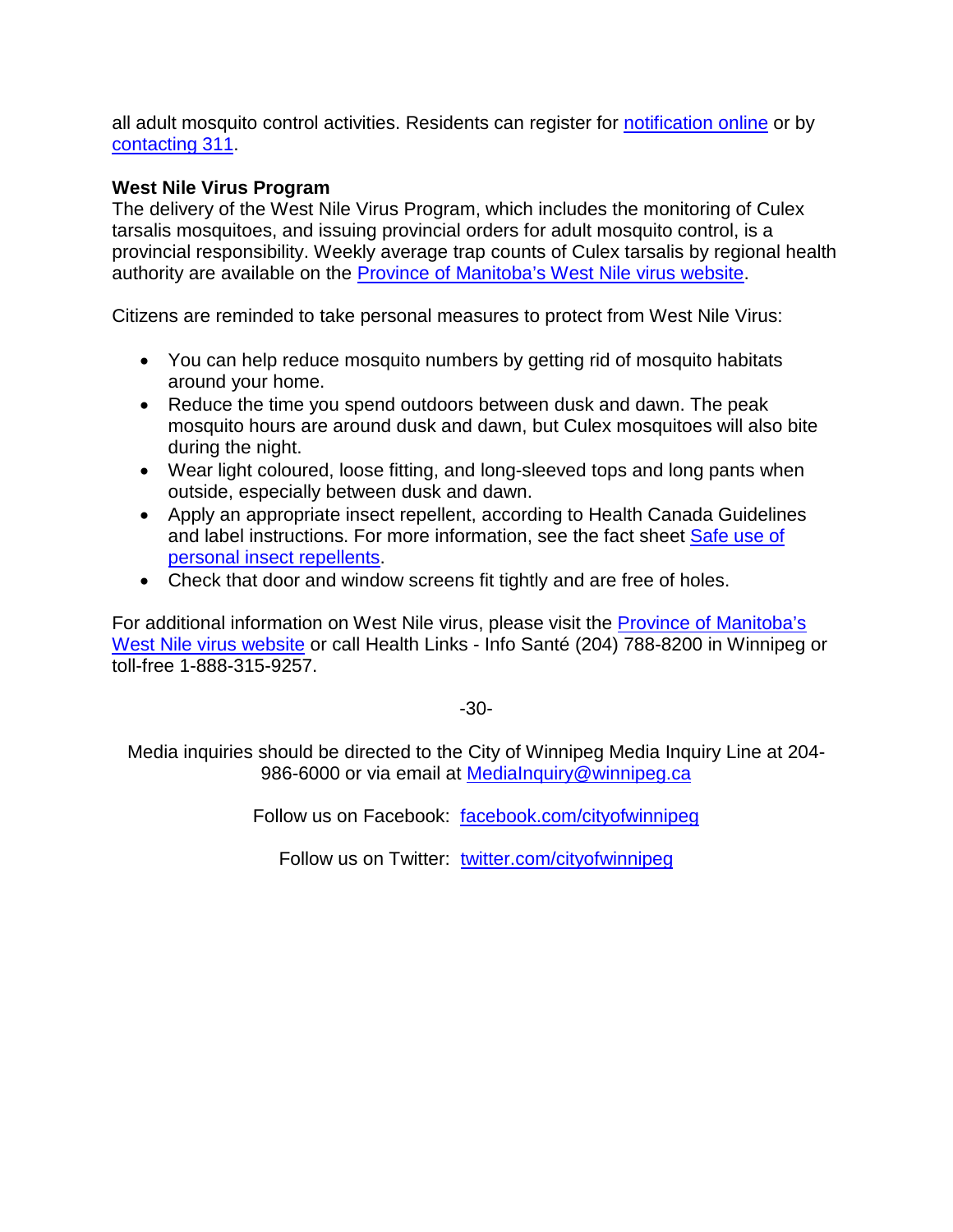all adult mosquito control activities. Residents can register for notification online or by contacting 311.

**West Nile Virus Program**
The delivery of the West Nile Virus Program, which includes the monitoring of Culex tarsalis mosquitoes, and issuing provincial orders for adult mosquito control, is a provincial responsibility. Weekly average trap counts of Culex tarsalis by regional health authority are available on the Province of Manitoba's West Nile virus website.

Citizens are reminded to take personal measures to protect from West Nile Virus:

- You can help reduce mosquito numbers by getting rid of mosquito habitats around your home.
- Reduce the time you spend outdoors between dusk and dawn. The peak mosquito hours are around dusk and dawn, but Culex mosquitoes will also bite during the night.
- Wear light coloured, loose fitting, and long-sleeved tops and long pants when outside, especially between dusk and dawn.
- Apply an appropriate insect repellent, according to Health Canada Guidelines and label instructions. For more information, see the fact sheet Safe use of personal insect repellents.
- Check that door and window screens fit tightly and are free of holes.

For additional information on West Nile virus, please visit the Province of Manitoba's West Nile virus website or call Health Links - Info Santé (204) 788-8200 in Winnipeg or toll-free 1-888-315-9257.

-30-

Media inquiries should be directed to the City of Winnipeg Media Inquiry Line at 204-986-6000 or via email at MediaInquiry@winnipeg.ca

Follow us on Facebook: facebook.com/cityofwinnipeg

Follow us on Twitter: twitter.com/cityofwinnipeg